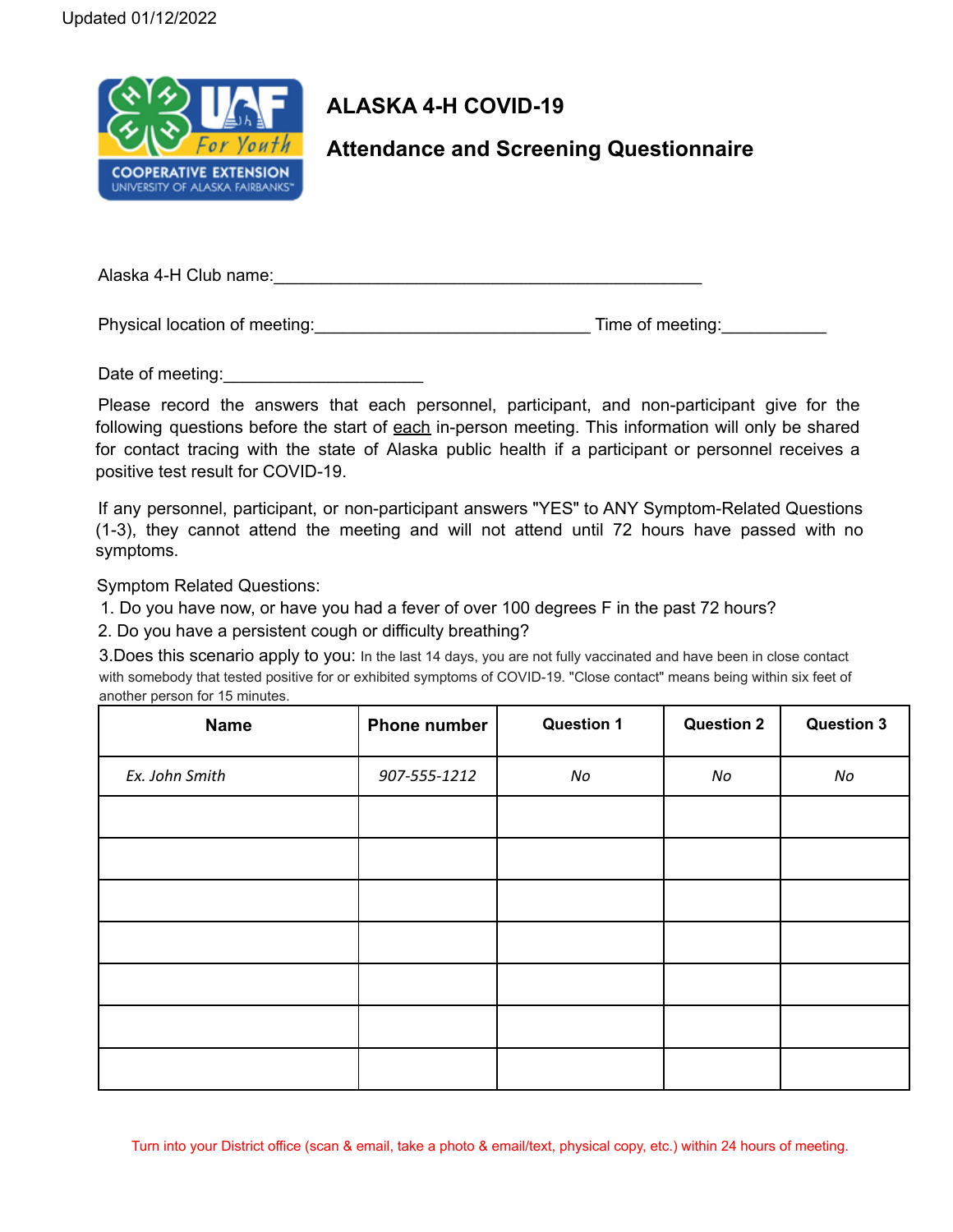Updated 01/12/2022

# ALASKA 4-H COVID-19

## Attendance and Screening Questionnaire

Alaska 4-H Club name:_______________________________________________

Physical location of meeting:______________________________ Time of meeting:___________

Date of meeting:______________________

Please record the answers that each personnel, participant, and non-participant give for the following questions before the start of each in-person meeting. This information will only be shared for contact tracing with the state of Alaska public health if a participant or personnel receives a positive test result for COVID-19.

If any personnel, participant, or non-participant answers "YES" to ANY Symptom-Related Questions (1-3), they cannot attend the meeting and will not attend until 72 hours have passed with no symptoms.

Symptom Related Questions:

1. Do you have now, or have you had a fever of over 100 degrees F in the past 72 hours?
2. Do you have a persistent cough or difficulty breathing?
3. Does this scenario apply to you: In the last 14 days, you are not fully vaccinated and have been in close contact with somebody that tested positive for or exhibited symptoms of COVID-19. "Close contact" means being within six feet of another person for 15 minutes.

| Name | Phone number | Question 1 | Question 2 | Question 3 |
|---|---|---|---|---|
| *Ex. John Smith* | *907-555-1212* | *No* | *No* | *No* |
| | | | | |
| | | | | |
| | | | | |
| | | | | |
| | | | | |
| | | | | |
| | | | | |

Turn into your District office (scan & email, take a photo & email/text, physical copy, etc.) within 24 hours of meeting.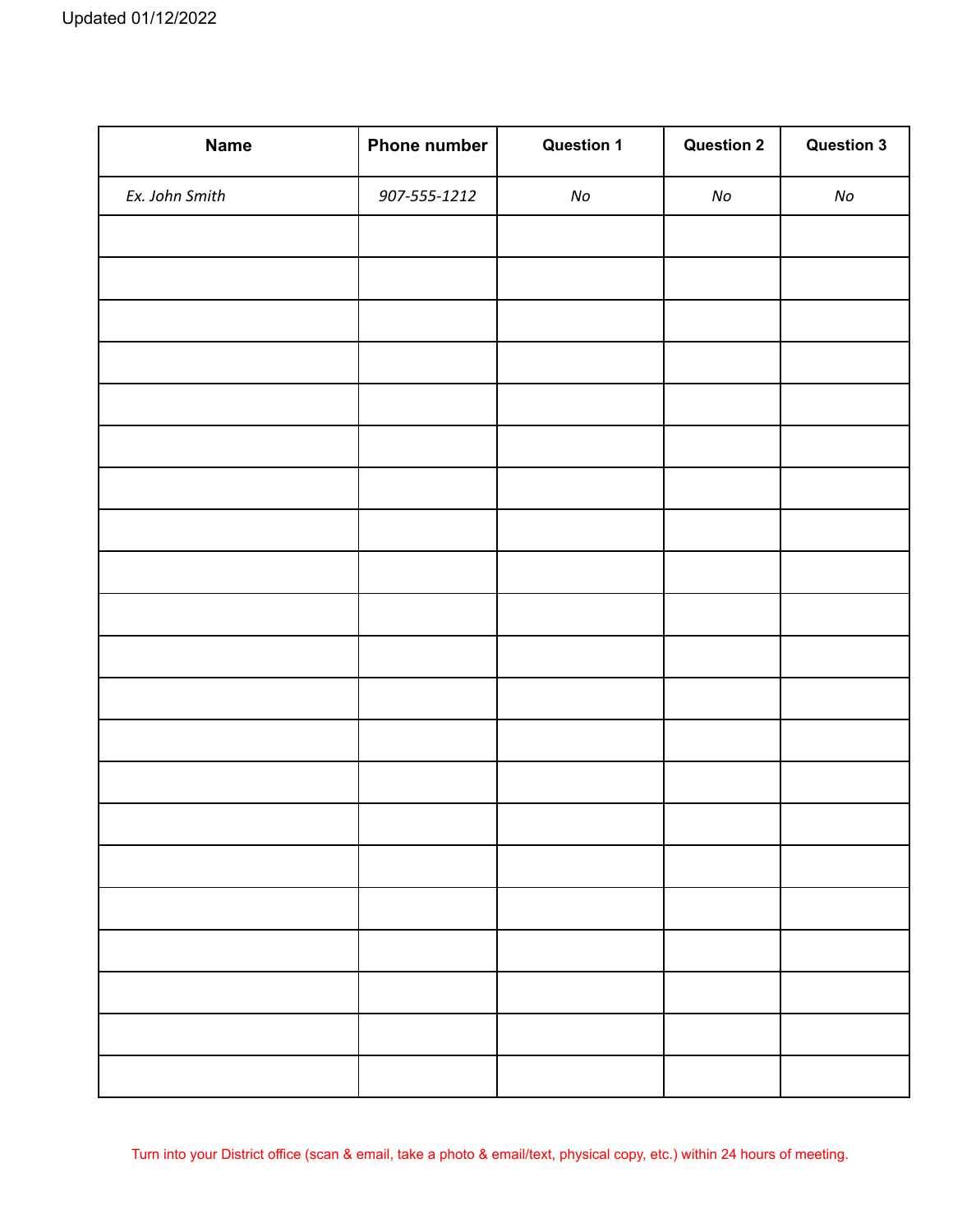| Name | Phone number | Question 1 | Question 2 | Question 3 |
|---|---|---|---|---|
| *Ex. John Smith* | *907-555-1212* | *No* | *No* | *No* |
| | | | | |
| | | | | |
| | | | | |
| | | | | |
| | | | | |
| | | | | |
| | | | | |
| | | | | |
| | | | | |
| | | | | |
| | | | | |
| | | | | |
| | | | | |
| | | | | |
| | | | | |
| | | | | |
| | | | | |
| | | | | |
| | | | | |
| | | | | |
| | | | | |

Turn into your District office (scan & email, take a photo & email/text, physical copy, etc.) within 24 hours of meeting.